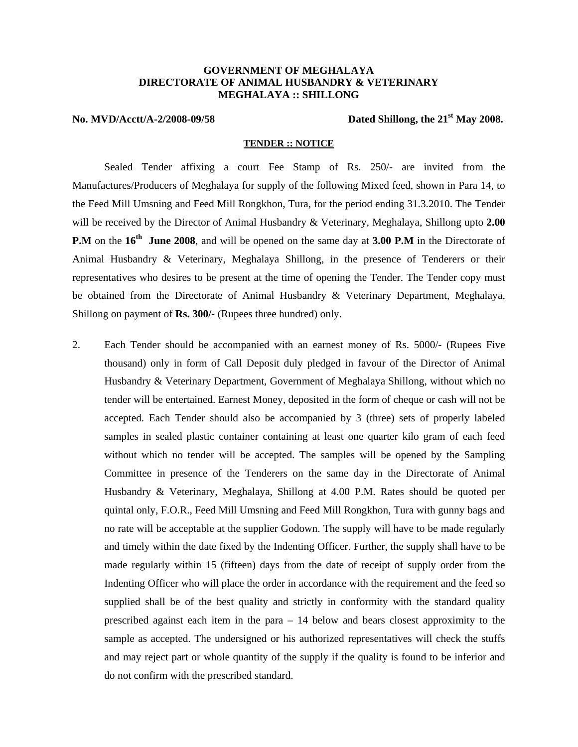**GOVERNMENT OF MEGHALAYA**
**DIRECTORATE OF ANIMAL HUSBANDRY & VETERINARY**
**MEGHALAYA :: SHILLONG**

**No. MVD/Acctt/A-2/2008-09/58** **Dated Shillong, the 21st May 2008.**

**TENDER :: NOTICE**

Sealed Tender affixing a court Fee Stamp of Rs. 250/- are invited from the Manufactures/Producers of Meghalaya for supply of the following Mixed feed, shown in Para 14, to the Feed Mill Umsning and Feed Mill Rongkhon, Tura, for the period ending 31.3.2010. The Tender will be received by the Director of Animal Husbandry & Veterinary, Meghalaya, Shillong upto **2.00 P.M** on the **16th June 2008**, and will be opened on the same day at **3.00 P.M** in the Directorate of Animal Husbandry & Veterinary, Meghalaya Shillong, in the presence of Tenderers or their representatives who desires to be present at the time of opening the Tender. The Tender copy must be obtained from the Directorate of Animal Husbandry & Veterinary Department, Meghalaya, Shillong on payment of **Rs. 300/-** (Rupees three hundred) only.

2. Each Tender should be accompanied with an earnest money of Rs. 5000/- (Rupees Five thousand) only in form of Call Deposit duly pledged in favour of the Director of Animal Husbandry & Veterinary Department, Government of Meghalaya Shillong, without which no tender will be entertained. Earnest Money, deposited in the form of cheque or cash will not be accepted. Each Tender should also be accompanied by 3 (three) sets of properly labeled samples in sealed plastic container containing at least one quarter kilo gram of each feed without which no tender will be accepted. The samples will be opened by the Sampling Committee in presence of the Tenderers on the same day in the Directorate of Animal Husbandry & Veterinary, Meghalaya, Shillong at 4.00 P.M. Rates should be quoted per quintal only, F.O.R., Feed Mill Umsning and Feed Mill Rongkhon, Tura with gunny bags and no rate will be acceptable at the supplier Godown. The supply will have to be made regularly and timely within the date fixed by the Indenting Officer. Further, the supply shall have to be made regularly within 15 (fifteen) days from the date of receipt of supply order from the Indenting Officer who will place the order in accordance with the requirement and the feed so supplied shall be of the best quality and strictly in conformity with the standard quality prescribed against each item in the para – 14 below and bears closest approximity to the sample as accepted. The undersigned or his authorized representatives will check the stuffs and may reject part or whole quantity of the supply if the quality is found to be inferior and do not confirm with the prescribed standard.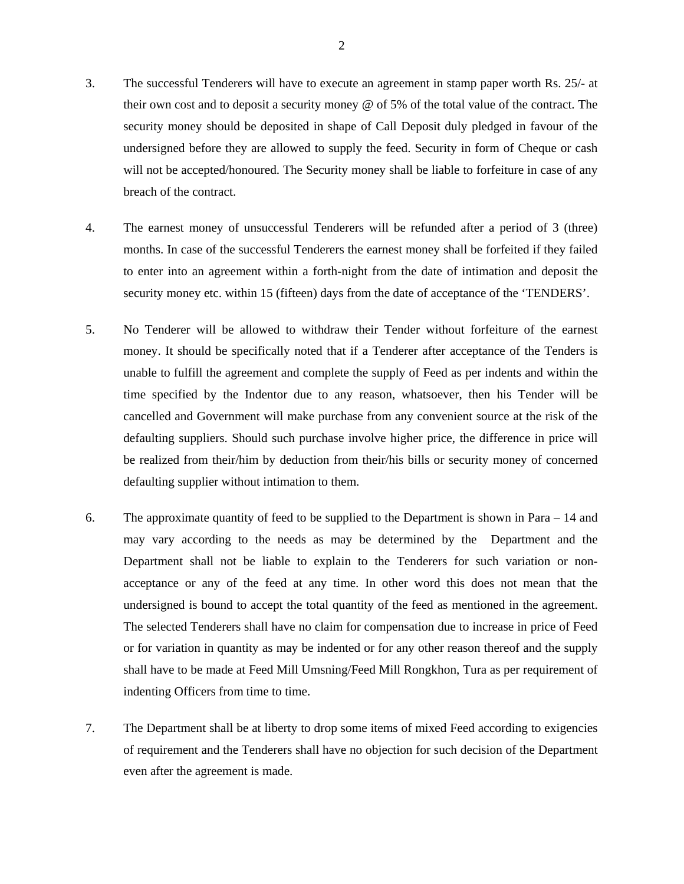3. The successful Tenderers will have to execute an agreement in stamp paper worth Rs. 25/- at their own cost and to deposit a security money @ of 5% of the total value of the contract. The security money should be deposited in shape of Call Deposit duly pledged in favour of the undersigned before they are allowed to supply the feed. Security in form of Cheque or cash will not be accepted/honoured. The Security money shall be liable to forfeiture in case of any breach of the contract.

4. The earnest money of unsuccessful Tenderers will be refunded after a period of 3 (three) months. In case of the successful Tenderers the earnest money shall be forfeited if they failed to enter into an agreement within a forth-night from the date of intimation and deposit the security money etc. within 15 (fifteen) days from the date of acceptance of the 'TENDERS'.

5. No Tenderer will be allowed to withdraw their Tender without forfeiture of the earnest money. It should be specifically noted that if a Tenderer after acceptance of the Tenders is unable to fulfill the agreement and complete the supply of Feed as per indents and within the time specified by the Indentor due to any reason, whatsoever, then his Tender will be cancelled and Government will make purchase from any convenient source at the risk of the defaulting suppliers. Should such purchase involve higher price, the difference in price will be realized from their/him by deduction from their/his bills or security money of concerned defaulting supplier without intimation to them.

6. The approximate quantity of feed to be supplied to the Department is shown in Para – 14 and may vary according to the needs as may be determined by the Department and the Department shall not be liable to explain to the Tenderers for such variation or non-acceptance or any of the feed at any time. In other word this does not mean that the undersigned is bound to accept the total quantity of the feed as mentioned in the agreement. The selected Tenderers shall have no claim for compensation due to increase in price of Feed or for variation in quantity as may be indented or for any other reason thereof and the supply shall have to be made at Feed Mill Umsning/Feed Mill Rongkhon, Tura as per requirement of indenting Officers from time to time.

7. The Department shall be at liberty to drop some items of mixed Feed according to exigencies of requirement and the Tenderers shall have no objection for such decision of the Department even after the agreement is made.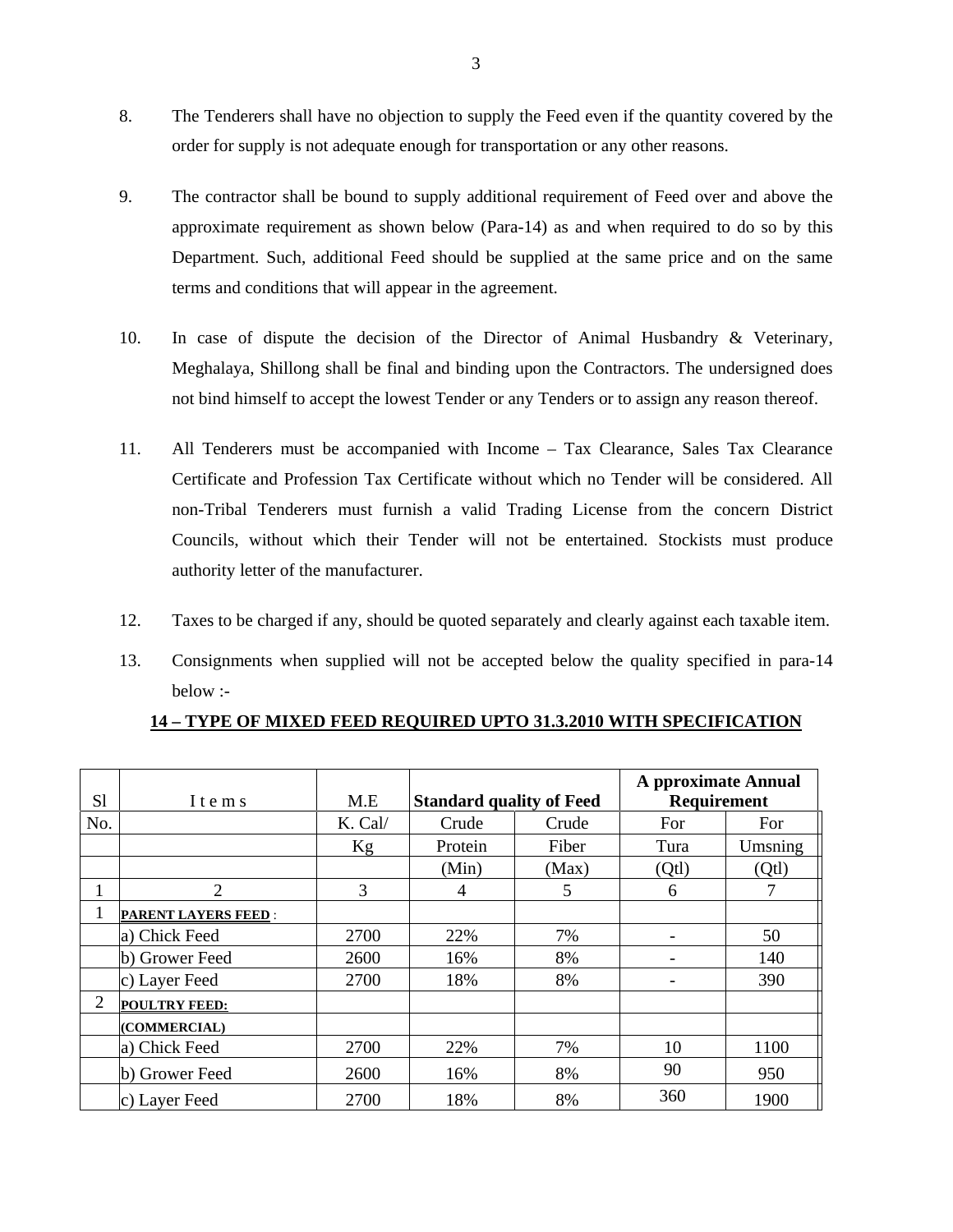8. The Tenderers shall have no objection to supply the Feed even if the quantity covered by the order for supply is not adequate enough for transportation or any other reasons.

9. The contractor shall be bound to supply additional requirement of Feed over and above the approximate requirement as shown below (Para-14) as and when required to do so by this Department. Such, additional Feed should be supplied at the same price and on the same terms and conditions that will appear in the agreement.

10. In case of dispute the decision of the Director of Animal Husbandry & Veterinary, Meghalaya, Shillong shall be final and binding upon the Contractors. The undersigned does not bind himself to accept the lowest Tender or any Tenders or to assign any reason thereof.

11. All Tenderers must be accompanied with Income – Tax Clearance, Sales Tax Clearance Certificate and Profession Tax Certificate without which no Tender will be considered. All non-Tribal Tenderers must furnish a valid Trading License from the concern District Councils, without which their Tender will not be entertained. Stockists must produce authority letter of the manufacturer.

12. Taxes to be charged if any, should be quoted separately and clearly against each taxable item.

13. Consignments when supplied will not be accepted below the quality specified in para-14 below :-

**14 – TYPE OF MIXED FEED REQUIRED UPTO 31.3.2010 WITH SPECIFICATION**

| Sl | I t e m s | M.E | Standard quality of Feed | | A pproximate Annual Requirement | |
|---|---|---|---|---|---|---|
| No. | | K. Cal/ Kg | Crude Protein (Min) | Crude Fiber (Max) | For Tura (Qtl) | For Umsning (Qtl) |
| 1 | 2 | 3 | 4 | 5 | 6 | 7 |
| 1 | **PARENT LAYERS FEED** : | | | | | |
| | a) Chick Feed | 2700 | 22% | 7% | - | 50 |
| | b) Grower Feed | 2600 | 16% | 8% | - | 140 |
| | c) Layer Feed | 2700 | 18% | 8% | - | 390 |
| 2 | **POULTRY FEED: (COMMERCIAL)** | | | | | |
| | a) Chick Feed | 2700 | 22% | 7% | 10 | 1100 |
| | b) Grower Feed | 2600 | 16% | 8% | 90 | 950 |
| | c) Layer Feed | 2700 | 18% | 8% | 360 | 1900 |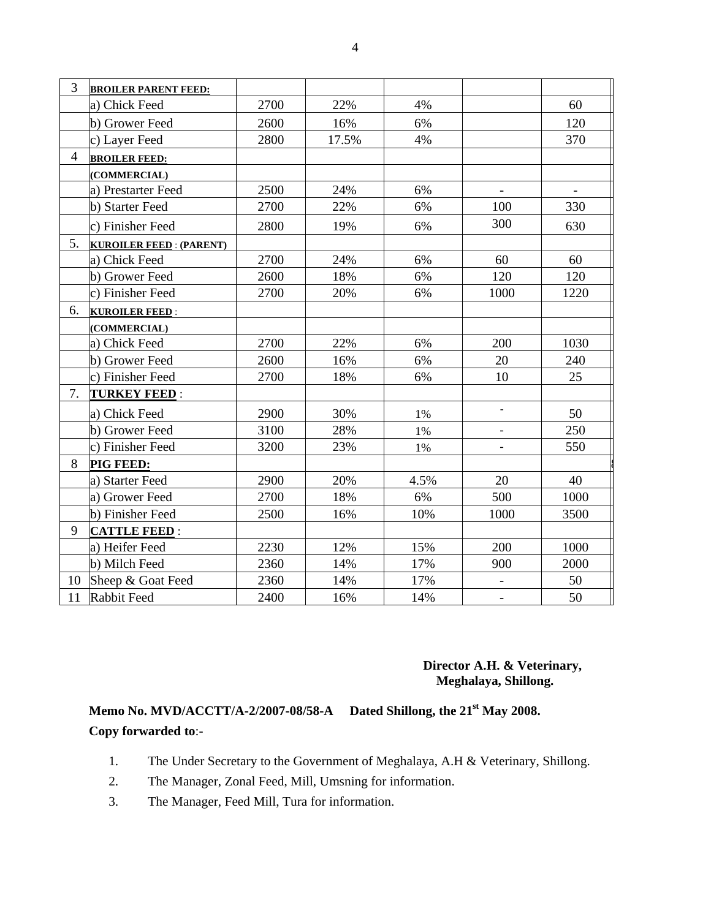| | | | | | | |
|---|---|---|---|---|---|---|
| 3 | **BROILER PARENT FEED:** | | | | | |
| | a) Chick Feed | 2700 | 22% | 4% | | 60 |
| | b) Grower Feed | 2600 | 16% | 6% | | 120 |
| | c) Layer Feed | 2800 | 17.5% | 4% | | 370 |
| 4 | **BROILER FEED:** | | | | | |
| | **(COMMERCIAL)** | | | | | |
| | a) Prestarter Feed | 2500 | 24% | 6% | - | - |
| | b) Starter Feed | 2700 | 22% | 6% | 100 | 330 |
| | c) Finisher Feed | 2800 | 19% | 6% | 300 | 630 |
| 5. | **KUROILER FEED : (PARENT)** | | | | | |
| | a) Chick Feed | 2700 | 24% | 6% | 60 | 60 |
| | b) Grower Feed | 2600 | 18% | 6% | 120 | 120 |
| | c) Finisher Feed | 2700 | 20% | 6% | 1000 | 1220 |
| 6. | **KUROILER FEED :** | | | | | |
| | **(COMMERCIAL)** | | | | | |
| | a) Chick Feed | 2700 | 22% | 6% | 200 | 1030 |
| | b) Grower Feed | 2600 | 16% | 6% | 20 | 240 |
| | c) Finisher Feed | 2700 | 18% | 6% | 10 | 25 |
| 7. | **TURKEY FEED :** | | | | | |
| | a) Chick Feed | 2900 | 30% | 1% | - | 50 |
| | b) Grower Feed | 3100 | 28% | 1% | - | 250 |
| | c) Finisher Feed | 3200 | 23% | 1% | - | 550 |
| 8 | **PIG FEED:** | | | | | |
| | a) Starter Feed | 2900 | 20% | 4.5% | 20 | 40 |
| | a) Grower Feed | 2700 | 18% | 6% | 500 | 1000 |
| | b) Finisher Feed | 2500 | 16% | 10% | 1000 | 3500 |
| 9 | **CATTLE FEED :** | | | | | |
| | a) Heifer Feed | 2230 | 12% | 15% | 200 | 1000 |
| | b) Milch Feed | 2360 | 14% | 17% | 900 | 2000 |
| 10 | Sheep & Goat Feed | 2360 | 14% | 17% | - | 50 |
| 11 | Rabbit Feed | 2400 | 16% | 14% | - | 50 |

**Director A.H. & Veterinary,**
**Meghalaya, Shillong.**

**Memo No. MVD/ACCTT/A-2/2007-08/58-A Dated Shillong, the 21st May 2008.**

**Copy forwarded to**:-

1. The Under Secretary to the Government of Meghalaya, A.H & Veterinary, Shillong.
2. The Manager, Zonal Feed, Mill, Umsning for information.
3. The Manager, Feed Mill, Tura for information.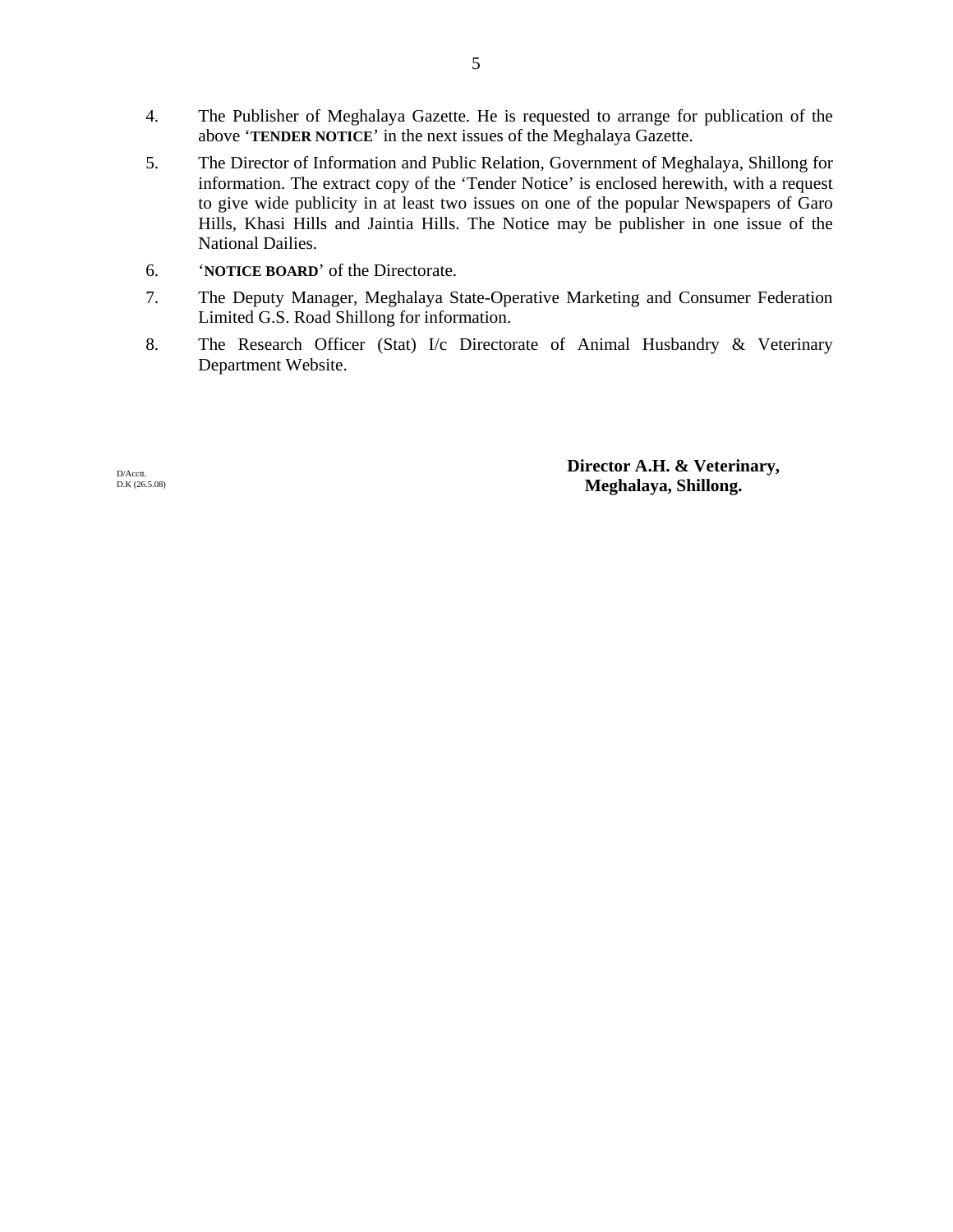4. The Publisher of Meghalaya Gazette. He is requested to arrange for publication of the above '**TENDER NOTICE**' in the next issues of the Meghalaya Gazette.
5. The Director of Information and Public Relation, Government of Meghalaya, Shillong for information. The extract copy of the 'Tender Notice' is enclosed herewith, with a request to give wide publicity in at least two issues on one of the popular Newspapers of Garo Hills, Khasi Hills and Jaintia Hills. The Notice may be publisher in one issue of the National Dailies.
6. '**NOTICE BOARD**' of the Directorate.
7. The Deputy Manager, Meghalaya State-Operative Marketing and Consumer Federation Limited G.S. Road Shillong for information.
8. The Research Officer (Stat) I/c Directorate of Animal Husbandry & Veterinary Department Website.

D/Acctt.
D.K (26.5.08)

**Director A.H. & Veterinary,**
**Meghalaya, Shillong.**